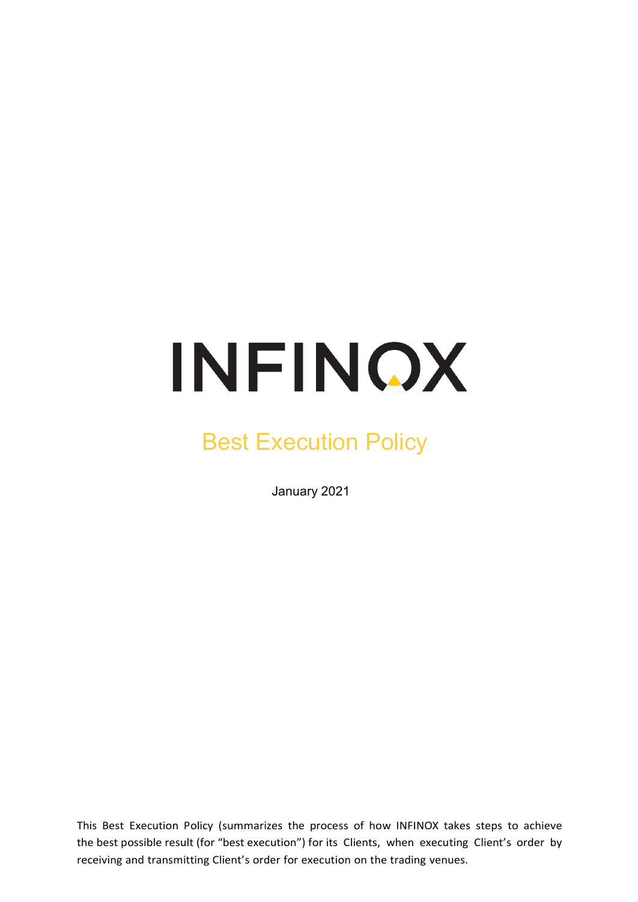# INFINOX

## Best Execution Policy

January 2021

This Best Execution Policy (summarizes the process of how INFINOX takes steps to achieve the best possible result (for "best execution") for its Clients, when executing Client's order by receiving and transmitting Client's order for execution on the trading venues.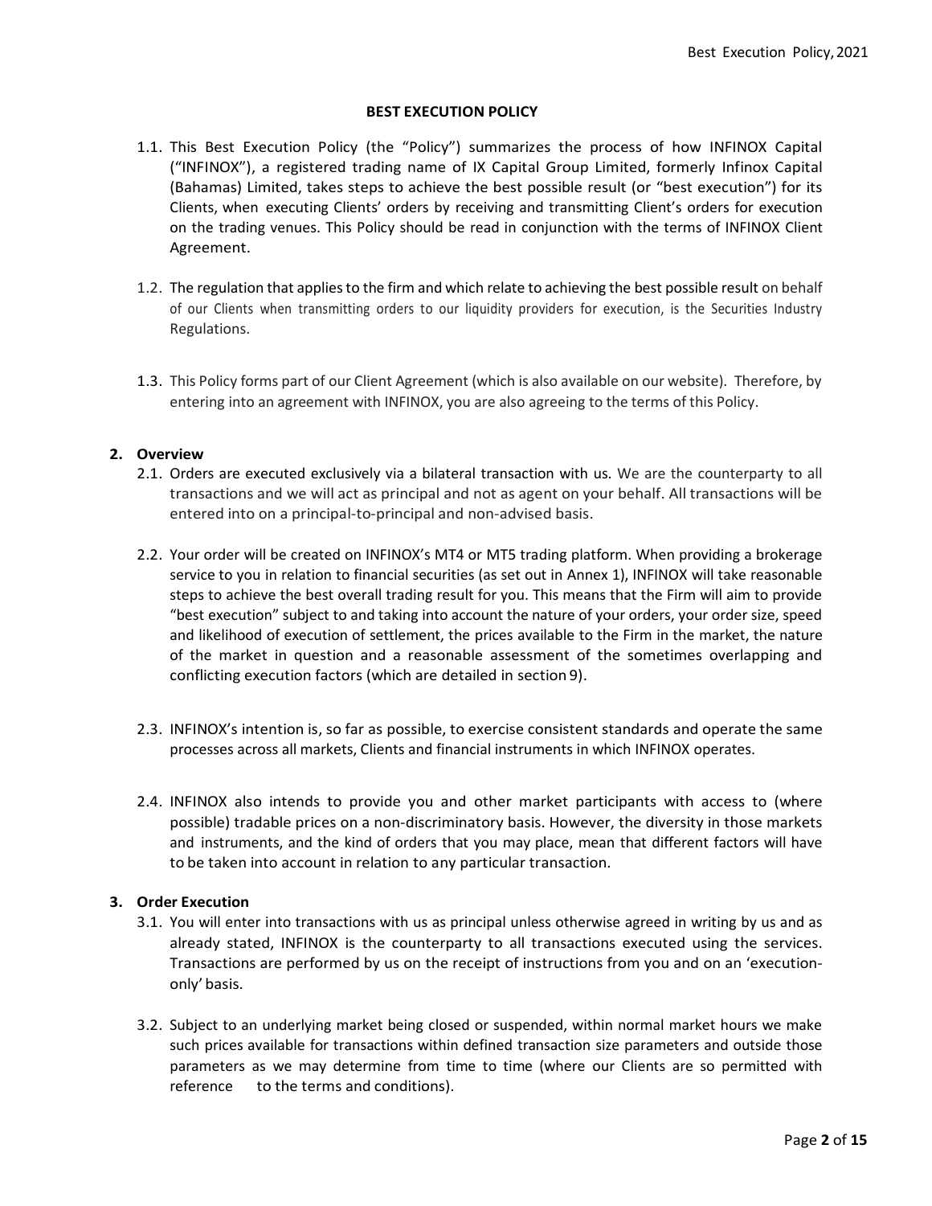# BEST EXECUTION POLICY

1.1. This Best Execution Policy (the "Policy") summarizes the process of how INFINOX Capital ("INFINOX"), a registered trading name of IX Capital Group Limited, formerly Infinox Capital (Bahamas) Limited, takes steps to achieve the best possible result (or "best execution") for its Clients, when executing Clients' orders by receiving and transmitting Client's orders for execution on the trading venues. This Policy should be read in conjunction with the terms of INFINOX Client Agreement.

1.2. The regulation that applies to the firm and which relate to achieving the best possible result on behalf of our Clients when transmitting orders to our liquidity providers for execution, is the Securities Industry Regulations.

1.3. This Policy forms part of our Client Agreement (which is also available on our website). Therefore, by entering into an agreement with INFINOX, you are also agreeing to the terms of this Policy.

## 2. Overview

2.1. Orders are executed exclusively via a bilateral transaction with us. We are the counterparty to all transactions and we will act as principal and not as agent on your behalf. All transactions will be entered into on a principal-to-principal and non-advised basis.

2.2. Your order will be created on INFINOX's MT4 or MT5 trading platform. When providing a brokerage service to you in relation to financial securities (as set out in Annex 1), INFINOX will take reasonable steps to achieve the best overall trading result for you. This means that the Firm will aim to provide "best execution" subject to and taking into account the nature of your orders, your order size, speed and likelihood of execution of settlement, the prices available to the Firm in the market, the nature of the market in question and a reasonable assessment of the sometimes overlapping and conflicting execution factors (which are detailed in section 9).

2.3. INFINOX's intention is, so far as possible, to exercise consistent standards and operate the same processes across all markets, Clients and financial instruments in which INFINOX operates.

2.4. INFINOX also intends to provide you and other market participants with access to (where possible) tradable prices on a non-discriminatory basis. However, the diversity in those markets and instruments, and the kind of orders that you may place, mean that different factors will have to be taken into account in relation to any particular transaction.

## 3. Order Execution

3.1. You will enter into transactions with us as principal unless otherwise agreed in writing by us and as already stated, INFINOX is the counterparty to all transactions executed using the services. Transactions are performed by us on the receipt of instructions from you and on an 'execution-only' basis.

3.2. Subject to an underlying market being closed or suspended, within normal market hours we make such prices available for transactions within defined transaction size parameters and outside those parameters as we may determine from time to time (where our Clients are so permitted with reference to the terms and conditions).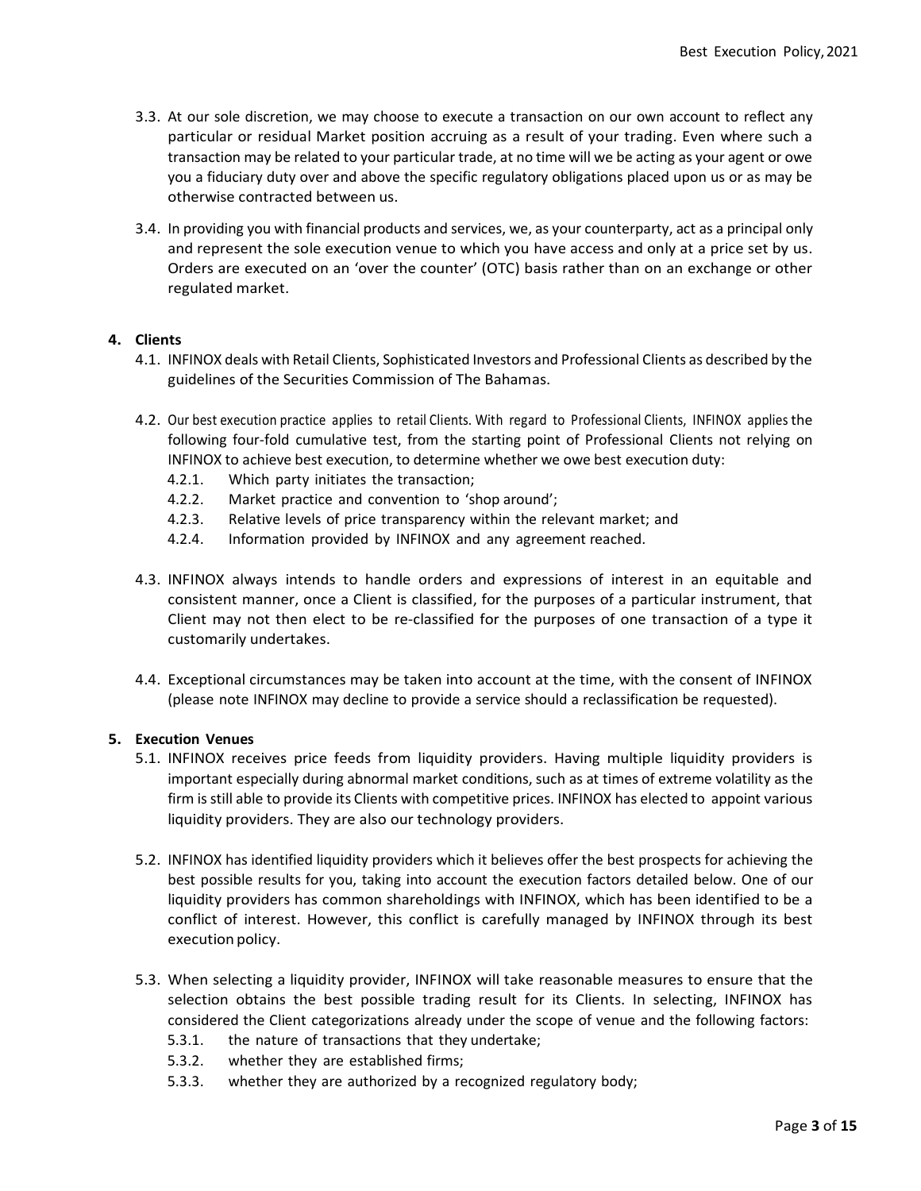3.3. At our sole discretion, we may choose to execute a transaction on our own account to reflect any particular or residual Market position accruing as a result of your trading. Even where such a transaction may be related to your particular trade, at no time will we be acting as your agent or owe you a fiduciary duty over and above the specific regulatory obligations placed upon us or as may be otherwise contracted between us.

3.4. In providing you with financial products and services, we, as your counterparty, act as a principal only and represent the sole execution venue to which you have access and only at a price set by us. Orders are executed on an 'over the counter' (OTC) basis rather than on an exchange or other regulated market.

**4. Clients**

4.1. INFINOX deals with Retail Clients, Sophisticated Investors and Professional Clients as described by the guidelines of the Securities Commission of The Bahamas.

4.2. Our best execution practice applies to retail Clients. With regard to Professional Clients, INFINOX applies the following four-fold cumulative test, from the starting point of Professional Clients not relying on INFINOX to achieve best execution, to determine whether we owe best execution duty:

- 4.2.1. Which party initiates the transaction;
- 4.2.2. Market practice and convention to 'shop around';
- 4.2.3. Relative levels of price transparency within the relevant market; and
- 4.2.4. Information provided by INFINOX and any agreement reached.

4.3. INFINOX always intends to handle orders and expressions of interest in an equitable and consistent manner, once a Client is classified, for the purposes of a particular instrument, that Client may not then elect to be re-classified for the purposes of one transaction of a type it customarily undertakes.

4.4. Exceptional circumstances may be taken into account at the time, with the consent of INFINOX (please note INFINOX may decline to provide a service should a reclassification be requested).

**5. Execution Venues**

5.1. INFINOX receives price feeds from liquidity providers. Having multiple liquidity providers is important especially during abnormal market conditions, such as at times of extreme volatility as the firm is still able to provide its Clients with competitive prices. INFINOX has elected to appoint various liquidity providers. They are also our technology providers.

5.2. INFINOX has identified liquidity providers which it believes offer the best prospects for achieving the best possible results for you, taking into account the execution factors detailed below. One of our liquidity providers has common shareholdings with INFINOX, which has been identified to be a conflict of interest. However, this conflict is carefully managed by INFINOX through its best execution policy.

5.3. When selecting a liquidity provider, INFINOX will take reasonable measures to ensure that the selection obtains the best possible trading result for its Clients. In selecting, INFINOX has considered the Client categorizations already under the scope of venue and the following factors:

- 5.3.1. the nature of transactions that they undertake;
- 5.3.2. whether they are established firms;
- 5.3.3. whether they are authorized by a recognized regulatory body;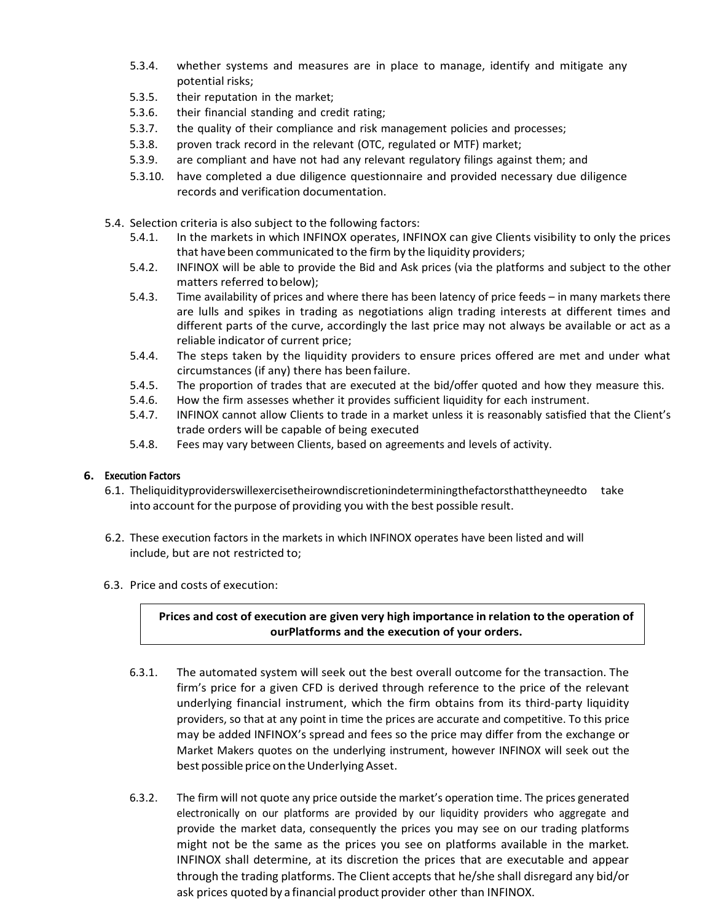- 5.3.4. whether systems and measures are in place to manage, identify and mitigate any potential risks;
- 5.3.5. their reputation in the market;
- 5.3.6. their financial standing and credit rating;
- 5.3.7. the quality of their compliance and risk management policies and processes;
- 5.3.8. proven track record in the relevant (OTC, regulated or MTF) market;
- 5.3.9. are compliant and have not had any relevant regulatory filings against them; and
- 5.3.10. have completed a due diligence questionnaire and provided necessary due diligence records and verification documentation.

5.4. Selection criteria is also subject to the following factors:

- 5.4.1. In the markets in which INFINOX operates, INFINOX can give Clients visibility to only the prices that have been communicated to the firm by the liquidity providers;
- 5.4.2. INFINOX will be able to provide the Bid and Ask prices (via the platforms and subject to the other matters referred to below);
- 5.4.3. Time availability of prices and where there has been latency of price feeds – in many markets there are lulls and spikes in trading as negotiations align trading interests at different times and different parts of the curve, accordingly the last price may not always be available or act as a reliable indicator of current price;
- 5.4.4. The steps taken by the liquidity providers to ensure prices offered are met and under what circumstances (if any) there has been failure.
- 5.4.5. The proportion of trades that are executed at the bid/offer quoted and how they measure this.
- 5.4.6. How the firm assesses whether it provides sufficient liquidity for each instrument.
- 5.4.7. INFINOX cannot allow Clients to trade in a market unless it is reasonably satisfied that the Client's trade orders will be capable of being executed
- 5.4.8. Fees may vary between Clients, based on agreements and levels of activity.

## 6. Execution Factors

6.1. Theliquidityproviderswillexercisetheirowndiscretionindeterminingthefactorsthattheyneedto take into account for the purpose of providing you with the best possible result.

6.2. These execution factors in the markets in which INFINOX operates have been listed and will include, but are not restricted to;

6.3. Price and costs of execution:

**Prices and cost of execution are given very high importance in relation to the operation of ourPlatforms and the execution of your orders.**

- 6.3.1. The automated system will seek out the best overall outcome for the transaction. The firm's price for a given CFD is derived through reference to the price of the relevant underlying financial instrument, which the firm obtains from its third-party liquidity providers, so that at any point in time the prices are accurate and competitive. To this price may be added INFINOX's spread and fees so the price may differ from the exchange or Market Makers quotes on the underlying instrument, however INFINOX will seek out the best possible price on the Underlying Asset.
- 6.3.2. The firm will not quote any price outside the market's operation time. The prices generated electronically on our platforms are provided by our liquidity providers who aggregate and provide the market data, consequently the prices you may see on our trading platforms might not be the same as the prices you see on platforms available in the market. INFINOX shall determine, at its discretion the prices that are executable and appear through the trading platforms. The Client accepts that he/she shall disregard any bid/or ask prices quoted by a financial product provider other than INFINOX.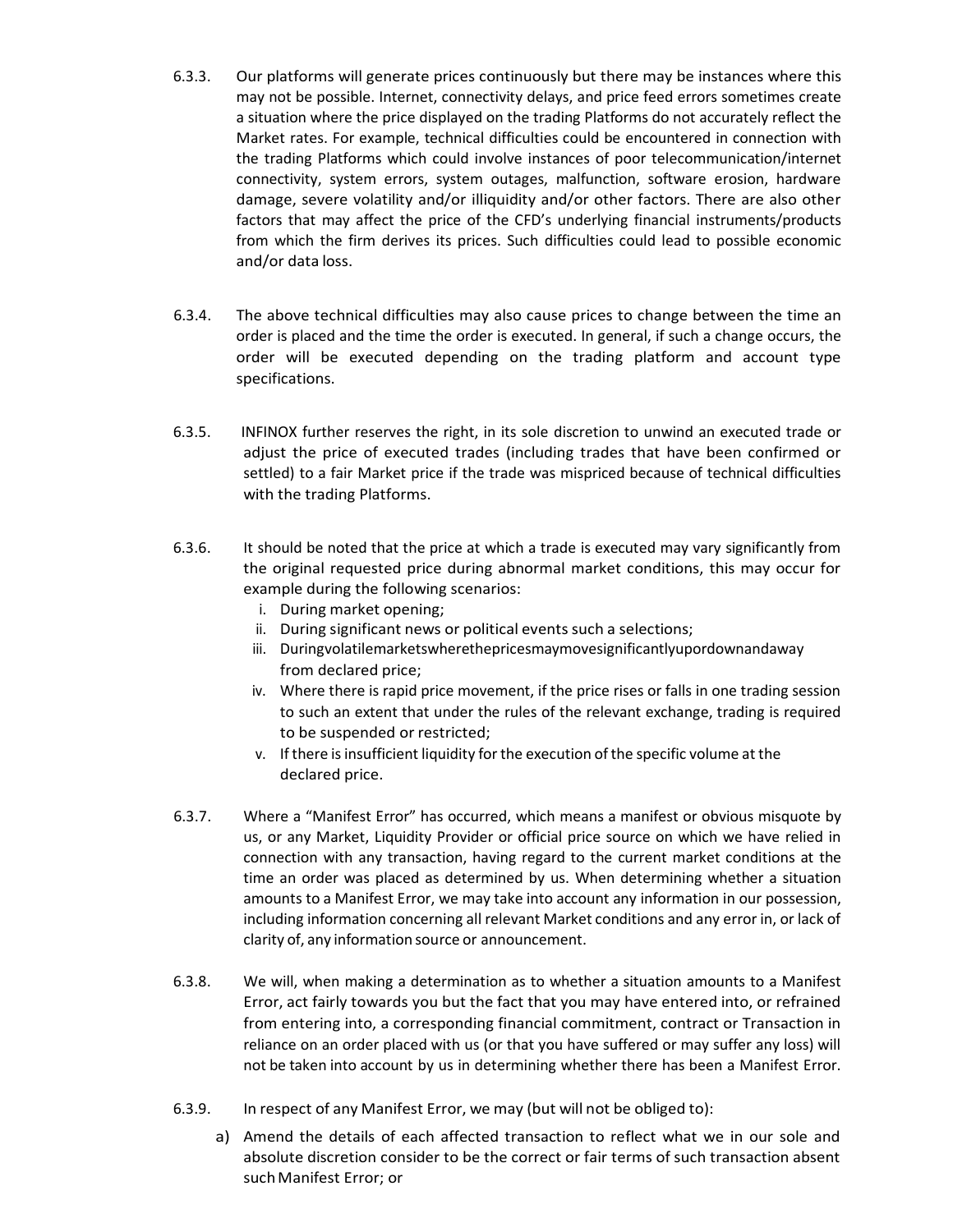6.3.3. Our platforms will generate prices continuously but there may be instances where this may not be possible. Internet, connectivity delays, and price feed errors sometimes create a situation where the price displayed on the trading Platforms do not accurately reflect the Market rates. For example, technical difficulties could be encountered in connection with the trading Platforms which could involve instances of poor telecommunication/internet connectivity, system errors, system outages, malfunction, software erosion, hardware damage, severe volatility and/or illiquidity and/or other factors. There are also other factors that may affect the price of the CFD's underlying financial instruments/products from which the firm derives its prices. Such difficulties could lead to possible economic and/or data loss.

6.3.4. The above technical difficulties may also cause prices to change between the time an order is placed and the time the order is executed. In general, if such a change occurs, the order will be executed depending on the trading platform and account type specifications.

6.3.5. INFINOX further reserves the right, in its sole discretion to unwind an executed trade or adjust the price of executed trades (including trades that have been confirmed or settled) to a fair Market price if the trade was mispriced because of technical difficulties with the trading Platforms.

6.3.6. It should be noted that the price at which a trade is executed may vary significantly from the original requested price during abnormal market conditions, this may occur for example during the following scenarios:

i. During market opening;
ii. During significant news or political events such a selections;
iii. Duringvolatilemarketswherethepricesmaymovesignificantlyupordownandaway from declared price;
iv. Where there is rapid price movement, if the price rises or falls in one trading session to such an extent that under the rules of the relevant exchange, trading is required to be suspended or restricted;
v. If there is insufficient liquidity for the execution of the specific volume at the declared price.

6.3.7. Where a "Manifest Error" has occurred, which means a manifest or obvious misquote by us, or any Market, Liquidity Provider or official price source on which we have relied in connection with any transaction, having regard to the current market conditions at the time an order was placed as determined by us. When determining whether a situation amounts to a Manifest Error, we may take into account any information in our possession, including information concerning all relevant Market conditions and any error in, or lack of clarity of, any information source or announcement.

6.3.8. We will, when making a determination as to whether a situation amounts to a Manifest Error, act fairly towards you but the fact that you may have entered into, or refrained from entering into, a corresponding financial commitment, contract or Transaction in reliance on an order placed with us (or that you have suffered or may suffer any loss) will not be taken into account by us in determining whether there has been a Manifest Error.

6.3.9. In respect of any Manifest Error, we may (but will not be obliged to):

a) Amend the details of each affected transaction to reflect what we in our sole and absolute discretion consider to be the correct or fair terms of such transaction absent such Manifest Error; or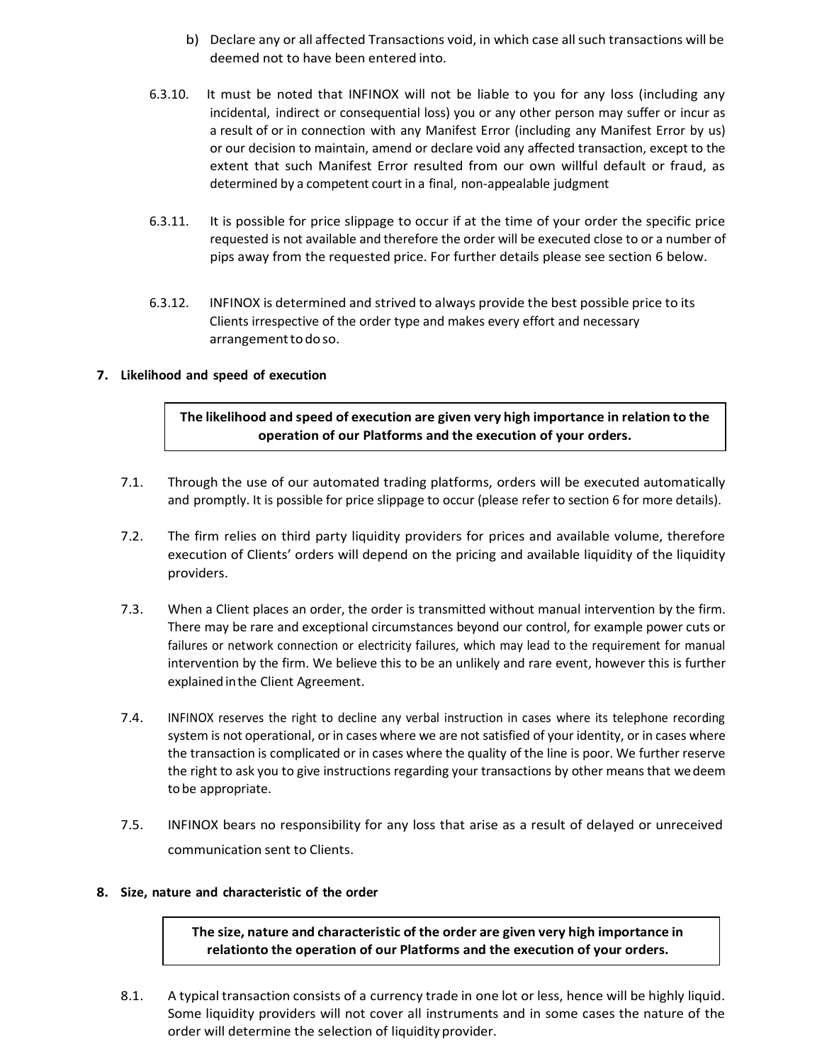b) Declare any or all affected Transactions void, in which case all such transactions will be deemed not to have been entered into.

6.3.10. It must be noted that INFINOX will not be liable to you for any loss (including any incidental, indirect or consequential loss) you or any other person may suffer or incur as a result of or in connection with any Manifest Error (including any Manifest Error by us) or our decision to maintain, amend or declare void any affected transaction, except to the extent that such Manifest Error resulted from our own willful default or fraud, as determined by a competent court in a final, non-appealable judgment

6.3.11. It is possible for price slippage to occur if at the time of your order the specific price requested is not available and therefore the order will be executed close to or a number of pips away from the requested price. For further details please see section 6 below.

6.3.12. INFINOX is determined and strived to always provide the best possible price to its Clients irrespective of the order type and makes every effort and necessary arrangement to do so.

## 7. Likelihood and speed of execution

**The likelihood and speed of execution are given very high importance in relation to the operation of our Platforms and the execution of your orders.**

7.1. Through the use of our automated trading platforms, orders will be executed automatically and promptly. It is possible for price slippage to occur (please refer to section 6 for more details).

7.2. The firm relies on third party liquidity providers for prices and available volume, therefore execution of Clients' orders will depend on the pricing and available liquidity of the liquidity providers.

7.3. When a Client places an order, the order is transmitted without manual intervention by the firm. There may be rare and exceptional circumstances beyond our control, for example power cuts or failures or network connection or electricity failures, which may lead to the requirement for manual intervention by the firm. We believe this to be an unlikely and rare event, however this is further explained in the Client Agreement.

7.4. INFINOX reserves the right to decline any verbal instruction in cases where its telephone recording system is not operational, or in cases where we are not satisfied of your identity, or in cases where the transaction is complicated or in cases where the quality of the line is poor. We further reserve the right to ask you to give instructions regarding your transactions by other means that we deem to be appropriate.

7.5. INFINOX bears no responsibility for any loss that arise as a result of delayed or unreceived communication sent to Clients.

## 8. Size, nature and characteristic of the order

**The size, nature and characteristic of the order are given very high importance in relationto the operation of our Platforms and the execution of your orders.**

8.1. A typical transaction consists of a currency trade in one lot or less, hence will be highly liquid. Some liquidity providers will not cover all instruments and in some cases the nature of the order will determine the selection of liquidity provider.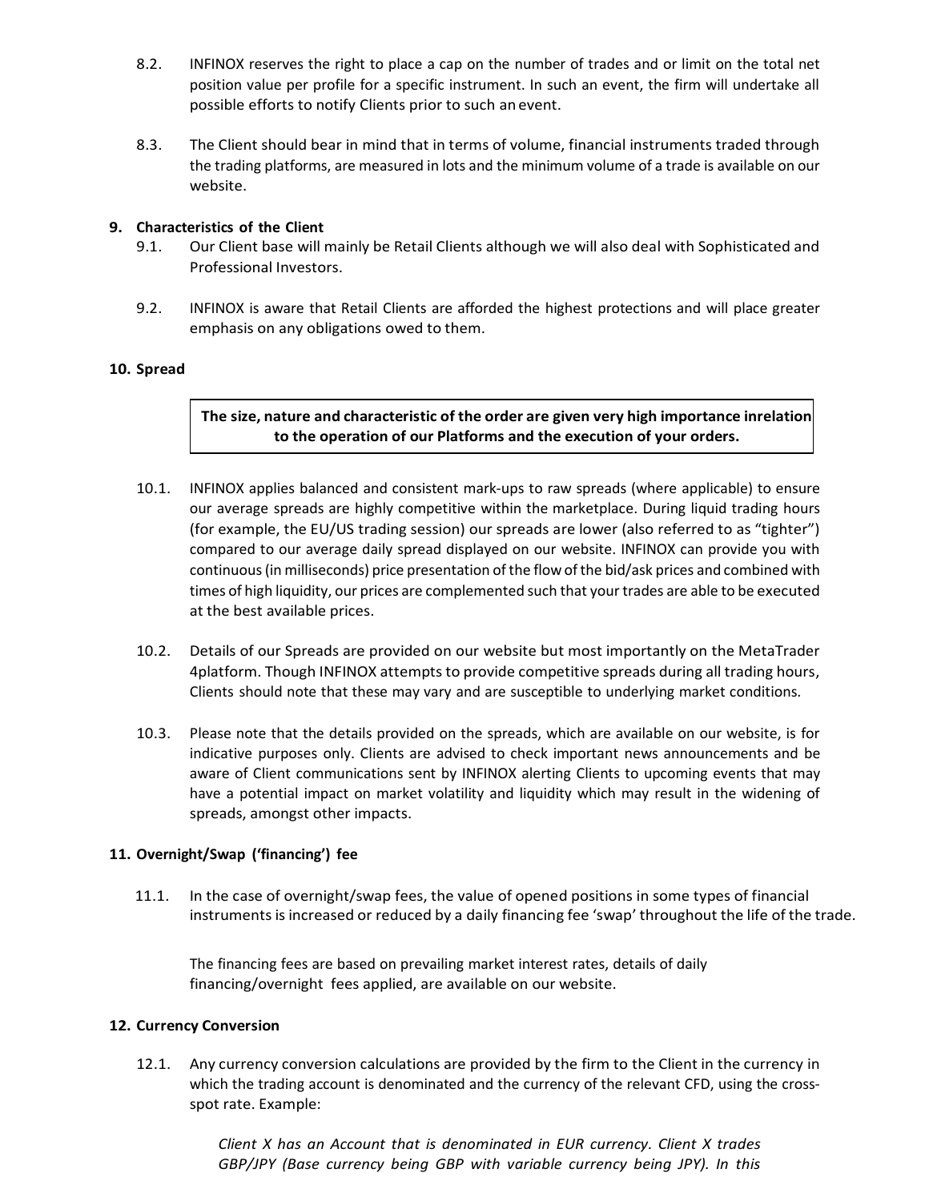8.2. INFINOX reserves the right to place a cap on the number of trades and or limit on the total net position value per profile for a specific instrument. In such an event, the firm will undertake all possible efforts to notify Clients prior to such an event.

8.3. The Client should bear in mind that in terms of volume, financial instruments traded through the trading platforms, are measured in lots and the minimum volume of a trade is available on our website.

## 9. Characteristics of the Client

9.1. Our Client base will mainly be Retail Clients although we will also deal with Sophisticated and Professional Investors.

9.2. INFINOX is aware that Retail Clients are afforded the highest protections and will place greater emphasis on any obligations owed to them.

## 10. Spread

**The size, nature and characteristic of the order are given very high importance inrelation to the operation of our Platforms and the execution of your orders.**

10.1. INFINOX applies balanced and consistent mark-ups to raw spreads (where applicable) to ensure our average spreads are highly competitive within the marketplace. During liquid trading hours (for example, the EU/US trading session) our spreads are lower (also referred to as "tighter") compared to our average daily spread displayed on our website. INFINOX can provide you with continuous (in milliseconds) price presentation of the flow of the bid/ask prices and combined with times of high liquidity, our prices are complemented such that your trades are able to be executed at the best available prices.

10.2. Details of our Spreads are provided on our website but most importantly on the MetaTrader 4platform. Though INFINOX attempts to provide competitive spreads during all trading hours, Clients should note that these may vary and are susceptible to underlying market conditions.

10.3. Please note that the details provided on the spreads, which are available on our website, is for indicative purposes only. Clients are advised to check important news announcements and be aware of Client communications sent by INFINOX alerting Clients to upcoming events that may have a potential impact on market volatility and liquidity which may result in the widening of spreads, amongst other impacts.

## 11. Overnight/Swap ('financing') fee

11.1. In the case of overnight/swap fees, the value of opened positions in some types of financial instruments is increased or reduced by a daily financing fee 'swap' throughout the life of the trade.

The financing fees are based on prevailing market interest rates, details of daily financing/overnight fees applied, are available on our website.

## 12. Currency Conversion

12.1. Any currency conversion calculations are provided by the firm to the Client in the currency in which the trading account is denominated and the currency of the relevant CFD, using the cross-spot rate. Example:

*Client X has an Account that is denominated in EUR currency. Client X trades GBP/JPY (Base currency being GBP with variable currency being JPY). In this*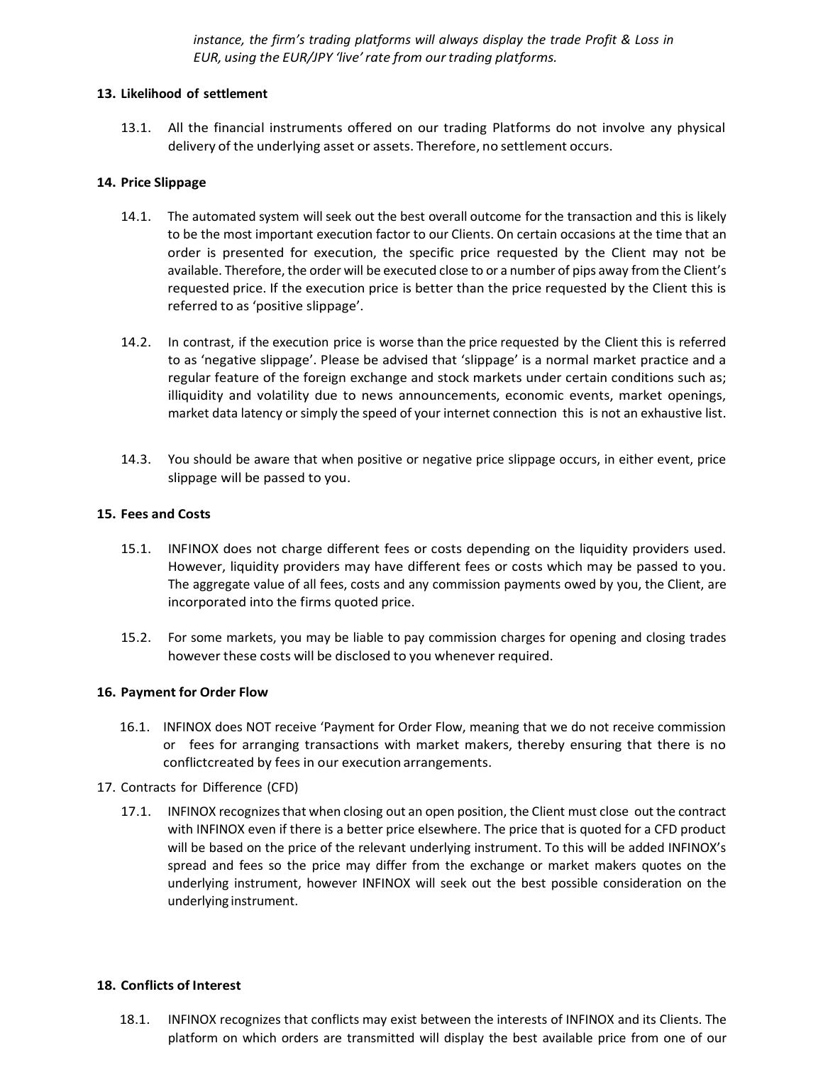*instance, the firm's trading platforms will always display the trade Profit & Loss in EUR, using the EUR/JPY 'live' rate from our trading platforms.*

## 13. Likelihood of settlement

13.1. All the financial instruments offered on our trading Platforms do not involve any physical delivery of the underlying asset or assets. Therefore, no settlement occurs.

## 14. Price Slippage

14.1. The automated system will seek out the best overall outcome for the transaction and this is likely to be the most important execution factor to our Clients. On certain occasions at the time that an order is presented for execution, the specific price requested by the Client may not be available. Therefore, the order will be executed close to or a number of pips away from the Client's requested price. If the execution price is better than the price requested by the Client this is referred to as 'positive slippage'.

14.2. In contrast, if the execution price is worse than the price requested by the Client this is referred to as 'negative slippage'. Please be advised that 'slippage' is a normal market practice and a regular feature of the foreign exchange and stock markets under certain conditions such as; illiquidity and volatility due to news announcements, economic events, market openings, market data latency or simply the speed of your internet connection this is not an exhaustive list.

14.3. You should be aware that when positive or negative price slippage occurs, in either event, price slippage will be passed to you.

## 15. Fees and Costs

15.1. INFINOX does not charge different fees or costs depending on the liquidity providers used. However, liquidity providers may have different fees or costs which may be passed to you. The aggregate value of all fees, costs and any commission payments owed by you, the Client, are incorporated into the firms quoted price.

15.2. For some markets, you may be liable to pay commission charges for opening and closing trades however these costs will be disclosed to you whenever required.

## 16. Payment for Order Flow

16.1. INFINOX does NOT receive 'Payment for Order Flow, meaning that we do not receive commission or fees for arranging transactions with market makers, thereby ensuring that there is no conflictcreated by fees in our execution arrangements.

## 17. Contracts for Difference (CFD)

17.1. INFINOX recognizes that when closing out an open position, the Client must close out the contract with INFINOX even if there is a better price elsewhere. The price that is quoted for a CFD product will be based on the price of the relevant underlying instrument. To this will be added INFINOX's spread and fees so the price may differ from the exchange or market makers quotes on the underlying instrument, however INFINOX will seek out the best possible consideration on the underlying instrument.

## 18. Conflicts of Interest

18.1. INFINOX recognizes that conflicts may exist between the interests of INFINOX and its Clients. The platform on which orders are transmitted will display the best available price from one of our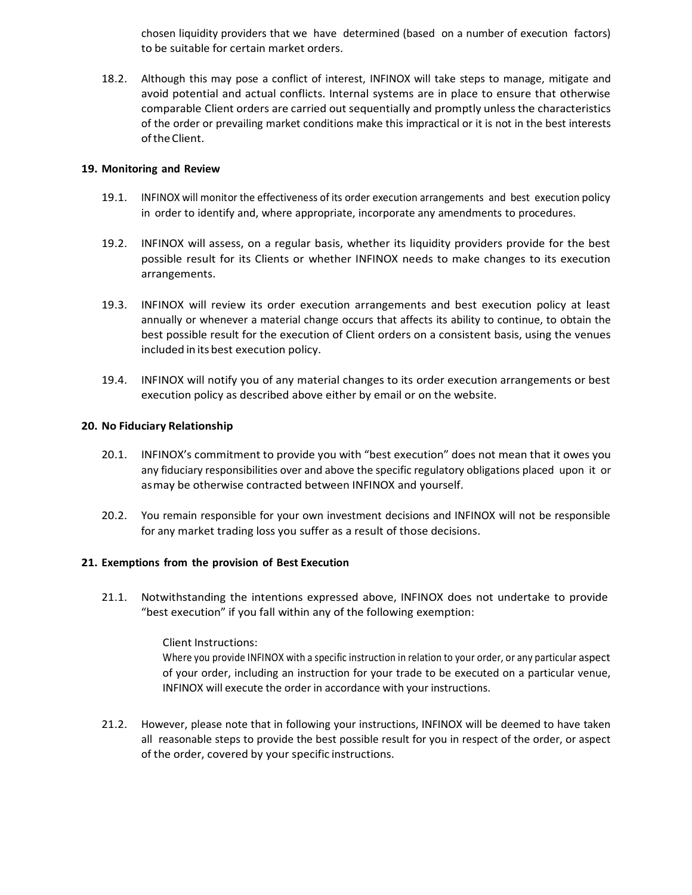chosen liquidity providers that we have determined (based on a number of execution factors) to be suitable for certain market orders.

18.2. Although this may pose a conflict of interest, INFINOX will take steps to manage, mitigate and avoid potential and actual conflicts. Internal systems are in place to ensure that otherwise comparable Client orders are carried out sequentially and promptly unless the characteristics of the order or prevailing market conditions make this impractical or it is not in the best interests of the Client.

**19. Monitoring and Review**

19.1. INFINOX will monitor the effectiveness of its order execution arrangements and best execution policy in order to identify and, where appropriate, incorporate any amendments to procedures.

19.2. INFINOX will assess, on a regular basis, whether its liquidity providers provide for the best possible result for its Clients or whether INFINOX needs to make changes to its execution arrangements.

19.3. INFINOX will review its order execution arrangements and best execution policy at least annually or whenever a material change occurs that affects its ability to continue, to obtain the best possible result for the execution of Client orders on a consistent basis, using the venues included in its best execution policy.

19.4. INFINOX will notify you of any material changes to its order execution arrangements or best execution policy as described above either by email or on the website.

**20. No Fiduciary Relationship**

20.1. INFINOX's commitment to provide you with "best execution" does not mean that it owes you any fiduciary responsibilities over and above the specific regulatory obligations placed upon it or as may be otherwise contracted between INFINOX and yourself.

20.2. You remain responsible for your own investment decisions and INFINOX will not be responsible for any market trading loss you suffer as a result of those decisions.

**21. Exemptions from the provision of Best Execution**

21.1. Notwithstanding the intentions expressed above, INFINOX does not undertake to provide "best execution" if you fall within any of the following exemption:

Client Instructions:
Where you provide INFINOX with a specific instruction in relation to your order, or any particular aspect of your order, including an instruction for your trade to be executed on a particular venue, INFINOX will execute the order in accordance with your instructions.

21.2. However, please note that in following your instructions, INFINOX will be deemed to have taken all reasonable steps to provide the best possible result for you in respect of the order, or aspect of the order, covered by your specific instructions.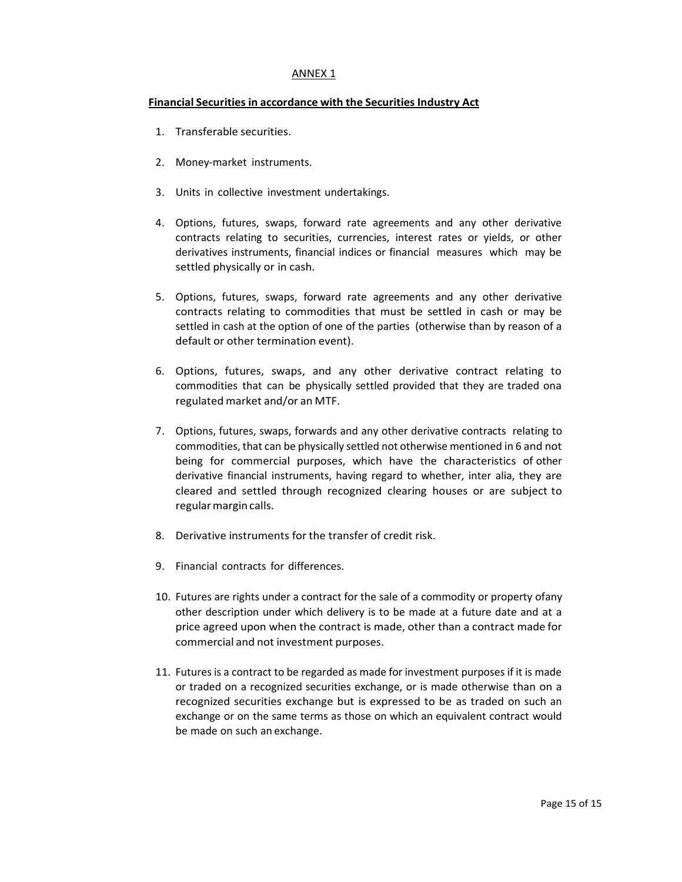ANNEX 1

**Financial Securities in accordance with the Securities Industry Act**

1. Transferable securities.

2. Money-market instruments.

3. Units in collective investment undertakings.

4. Options, futures, swaps, forward rate agreements and any other derivative contracts relating to securities, currencies, interest rates or yields, or other derivatives instruments, financial indices or financial measures which may be settled physically or in cash.

5. Options, futures, swaps, forward rate agreements and any other derivative contracts relating to commodities that must be settled in cash or may be settled in cash at the option of one of the parties (otherwise than by reason of a default or other termination event).

6. Options, futures, swaps, and any other derivative contract relating to commodities that can be physically settled provided that they are traded ona regulated market and/or an MTF.

7. Options, futures, swaps, forwards and any other derivative contracts relating to commodities, that can be physically settled not otherwise mentioned in 6 and not being for commercial purposes, which have the characteristics of other derivative financial instruments, having regard to whether, inter alia, they are cleared and settled through recognized clearing houses or are subject to regular margin calls.

8. Derivative instruments for the transfer of credit risk.

9. Financial contracts for differences.

10. Futures are rights under a contract for the sale of a commodity or property ofany other description under which delivery is to be made at a future date and at a price agreed upon when the contract is made, other than a contract made for commercial and not investment purposes.

11. Futures is a contract to be regarded as made for investment purposes if it is made or traded on a recognized securities exchange, or is made otherwise than on a recognized securities exchange but is expressed to be as traded on such an exchange or on the same terms as those on which an equivalent contract would be made on such an exchange.